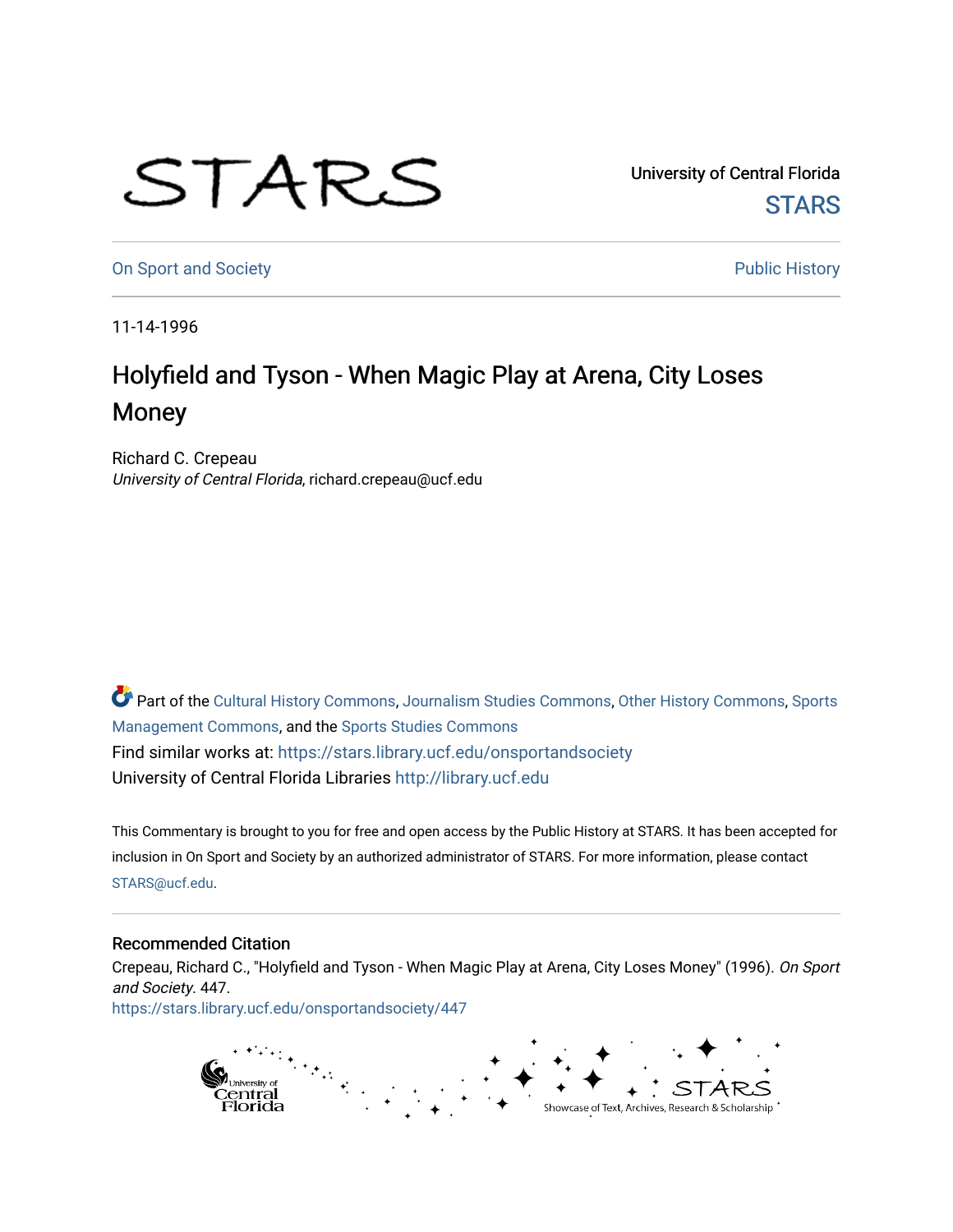STARS

University of Central Florida

STARS

On Sport and Society

Public History

11-14-1996

# Holyfield and Tyson - When Magic Play at Arena, City Loses Money

Richard C. Crepeau

*University of Central Florida*, richard.crepeau@ucf.edu

Part of the Cultural History Commons, Journalism Studies Commons, Other History Commons, Sports Management Commons, and the Sports Studies Commons

Find similar works at: https://stars.library.ucf.edu/onsportandsociety

University of Central Florida Libraries http://library.ucf.edu

This Commentary is brought to you for free and open access by the Public History at STARS. It has been accepted for inclusion in On Sport and Society by an authorized administrator of STARS. For more information, please contact STARS@ucf.edu.

## Recommended Citation

Crepeau, Richard C., "Holyfield and Tyson - When Magic Play at Arena, City Loses Money" (1996). *On Sport and Society*. 447.

https://stars.library.ucf.edu/onsportandsociety/447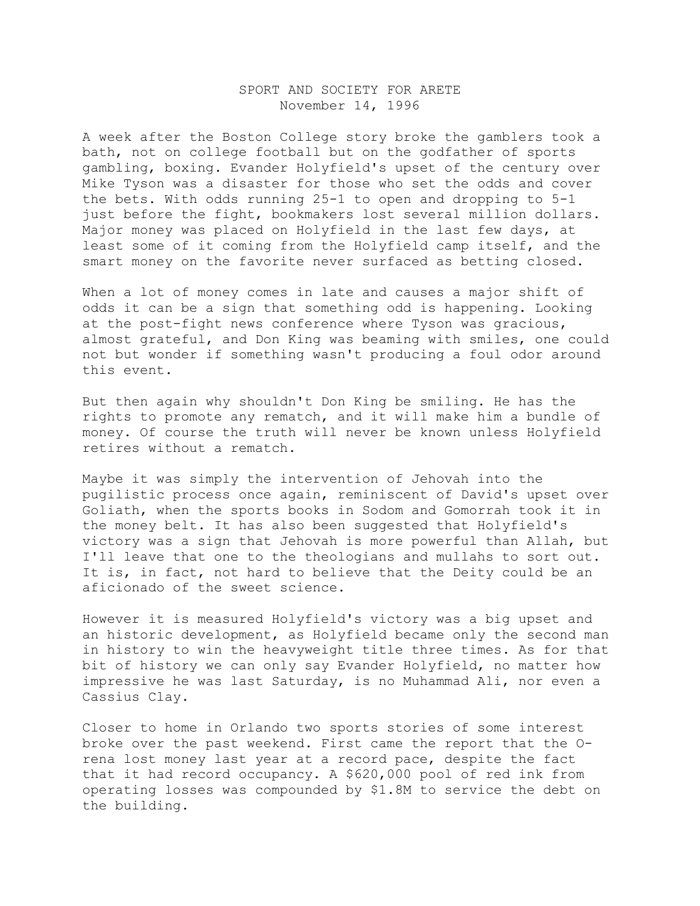SPORT AND SOCIETY FOR ARETE
November 14, 1996

A week after the Boston College story broke the gamblers took a bath, not on college football but on the godfather of sports gambling, boxing. Evander Holyfield's upset of the century over Mike Tyson was a disaster for those who set the odds and cover the bets. With odds running 25-1 to open and dropping to 5-1 just before the fight, bookmakers lost several million dollars. Major money was placed on Holyfield in the last few days, at least some of it coming from the Holyfield camp itself, and the smart money on the favorite never surfaced as betting closed.

When a lot of money comes in late and causes a major shift of odds it can be a sign that something odd is happening. Looking at the post-fight news conference where Tyson was gracious, almost grateful, and Don King was beaming with smiles, one could not but wonder if something wasn't producing a foul odor around this event.

But then again why shouldn't Don King be smiling. He has the rights to promote any rematch, and it will make him a bundle of money. Of course the truth will never be known unless Holyfield retires without a rematch.

Maybe it was simply the intervention of Jehovah into the pugilistic process once again, reminiscent of David's upset over Goliath, when the sports books in Sodom and Gomorrah took it in the money belt. It has also been suggested that Holyfield's victory was a sign that Jehovah is more powerful than Allah, but I'll leave that one to the theologians and mullahs to sort out. It is, in fact, not hard to believe that the Deity could be an aficionado of the sweet science.

However it is measured Holyfield's victory was a big upset and an historic development, as Holyfield became only the second man in history to win the heavyweight title three times. As for that bit of history we can only say Evander Holyfield, no matter how impressive he was last Saturday, is no Muhammad Ali, nor even a Cassius Clay.

Closer to home in Orlando two sports stories of some interest broke over the past weekend. First came the report that the O-rena lost money last year at a record pace, despite the fact that it had record occupancy. A $620,000 pool of red ink from operating losses was compounded by $1.8M to service the debt on the building.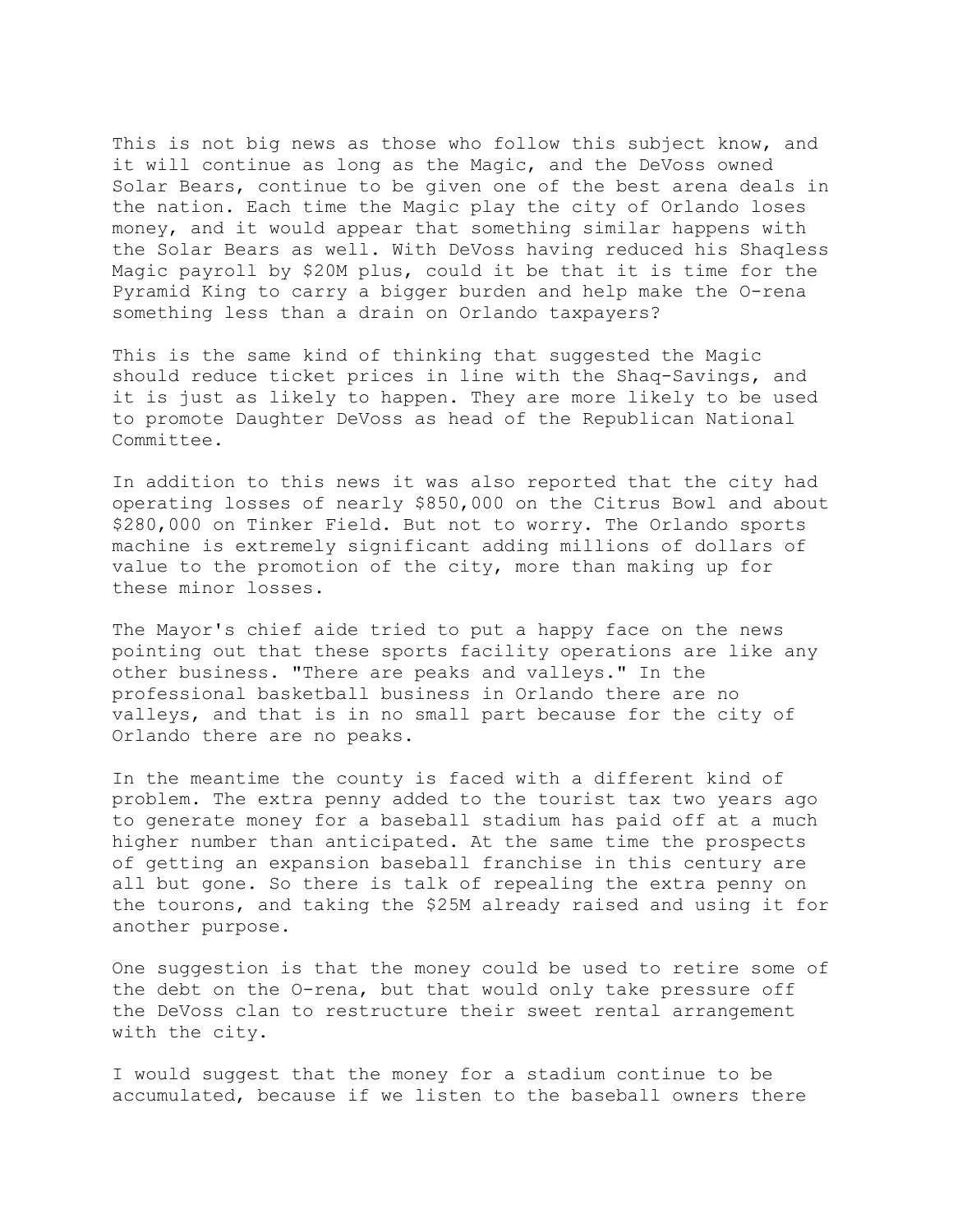This is not big news as those who follow this subject know, and it will continue as long as the Magic, and the DeVoss owned Solar Bears, continue to be given one of the best arena deals in the nation. Each time the Magic play the city of Orlando loses money, and it would appear that something similar happens with the Solar Bears as well. With DeVoss having reduced his Shaqless Magic payroll by $20M plus, could it be that it is time for the Pyramid King to carry a bigger burden and help make the O-rena something less than a drain on Orlando taxpayers?

This is the same kind of thinking that suggested the Magic should reduce ticket prices in line with the Shaq-Savings, and it is just as likely to happen. They are more likely to be used to promote Daughter DeVoss as head of the Republican National Committee.

In addition to this news it was also reported that the city had operating losses of nearly $850,000 on the Citrus Bowl and about $280,000 on Tinker Field. But not to worry. The Orlando sports machine is extremely significant adding millions of dollars of value to the promotion of the city, more than making up for these minor losses.

The Mayor's chief aide tried to put a happy face on the news pointing out that these sports facility operations are like any other business. "There are peaks and valleys." In the professional basketball business in Orlando there are no valleys, and that is in no small part because for the city of Orlando there are no peaks.

In the meantime the county is faced with a different kind of problem. The extra penny added to the tourist tax two years ago to generate money for a baseball stadium has paid off at a much higher number than anticipated. At the same time the prospects of getting an expansion baseball franchise in this century are all but gone. So there is talk of repealing the extra penny on the tourons, and taking the $25M already raised and using it for another purpose.

One suggestion is that the money could be used to retire some of the debt on the O-rena, but that would only take pressure off the DeVoss clan to restructure their sweet rental arrangement with the city.

I would suggest that the money for a stadium continue to be accumulated, because if we listen to the baseball owners there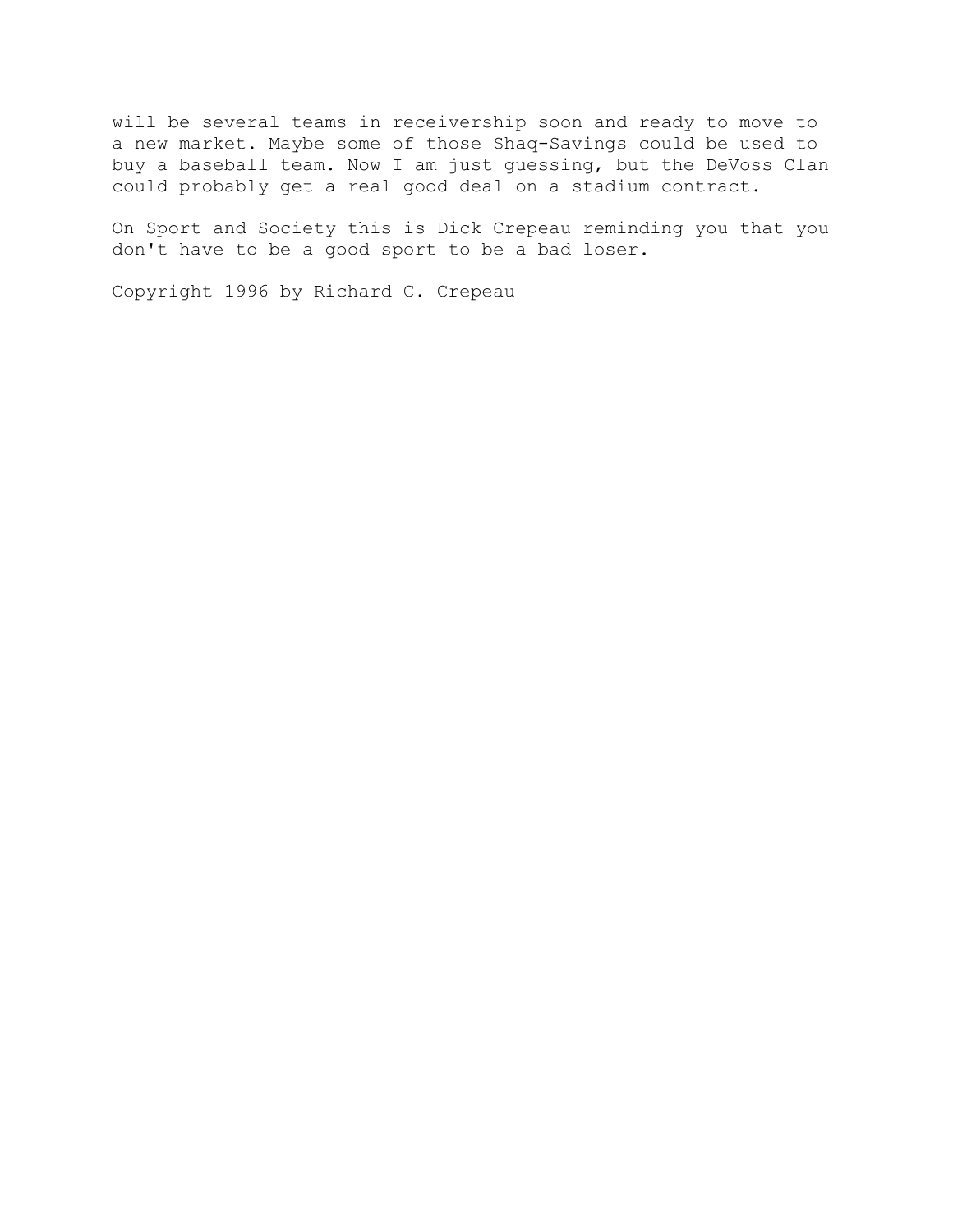will be several teams in receivership soon and ready to move to a new market. Maybe some of those Shaq-Savings could be used to buy a baseball team. Now I am just guessing, but the DeVoss Clan could probably get a real good deal on a stadium contract.

On Sport and Society this is Dick Crepeau reminding you that you don't have to be a good sport to be a bad loser.

Copyright 1996 by Richard C. Crepeau